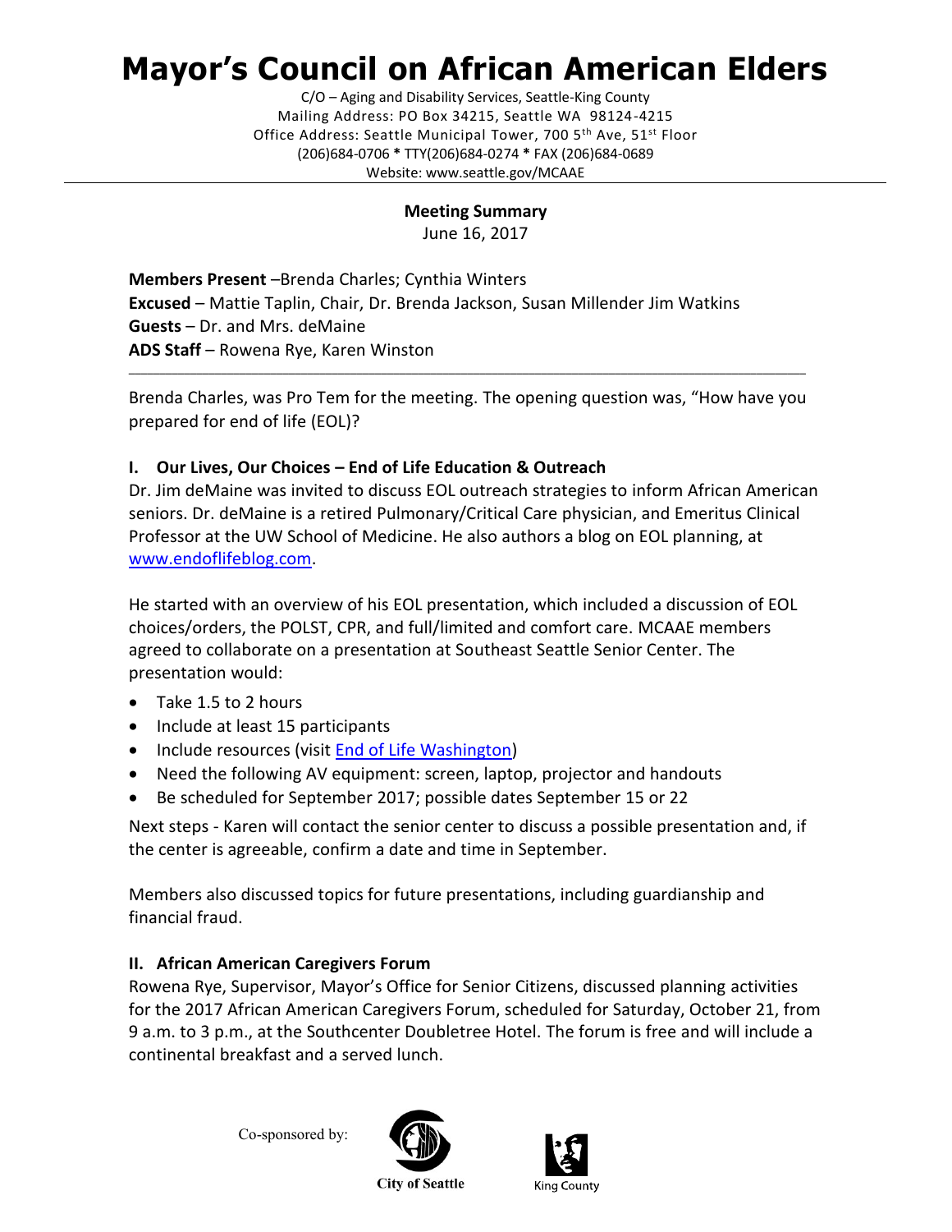# Mayor's Council on African American Elders

C/O – Aging and Disability Services, Seattle-King County
Mailing Address: PO Box 34215, Seattle WA 98124-4215
Office Address: Seattle Municipal Tower, 700 5th Ave, 51st Floor
(206)684-0706 * TTY(206)684-0274 * FAX (206)684-0689
Website: www.seattle.gov/MCAAE

**Meeting Summary**
June 16, 2017

**Members Present** –Brenda Charles; Cynthia Winters
**Excused** – Mattie Taplin, Chair, Dr. Brenda Jackson, Susan Millender Jim Watkins
**Guests** – Dr. and Mrs. deMaine
**ADS Staff** – Rowena Rye, Karen Winston

---

Brenda Charles, was Pro Tem for the meeting. The opening question was, "How have you prepared for end of life (EOL)?

## I. Our Lives, Our Choices – End of Life Education & Outreach

Dr. Jim deMaine was invited to discuss EOL outreach strategies to inform African American seniors. Dr. deMaine is a retired Pulmonary/Critical Care physician, and Emeritus Clinical Professor at the UW School of Medicine. He also authors a blog on EOL planning, at www.endoflifeblog.com.

He started with an overview of his EOL presentation, which included a discussion of EOL choices/orders, the POLST, CPR, and full/limited and comfort care. MCAAE members agreed to collaborate on a presentation at Southeast Seattle Senior Center. The presentation would:

- Take 1.5 to 2 hours
- Include at least 15 participants
- Include resources (visit End of Life Washington)
- Need the following AV equipment: screen, laptop, projector and handouts
- Be scheduled for September 2017; possible dates September 15 or 22

Next steps - Karen will contact the senior center to discuss a possible presentation and, if the center is agreeable, confirm a date and time in September.

Members also discussed topics for future presentations, including guardianship and financial fraud.

## II. African American Caregivers Forum

Rowena Rye, Supervisor, Mayor's Office for Senior Citizens, discussed planning activities for the 2017 African American Caregivers Forum, scheduled for Saturday, October 21, from 9 a.m. to 3 p.m., at the Southcenter Doubletree Hotel. The forum is free and will include a continental breakfast and a served lunch.

Co-sponsored by: City of Seattle King County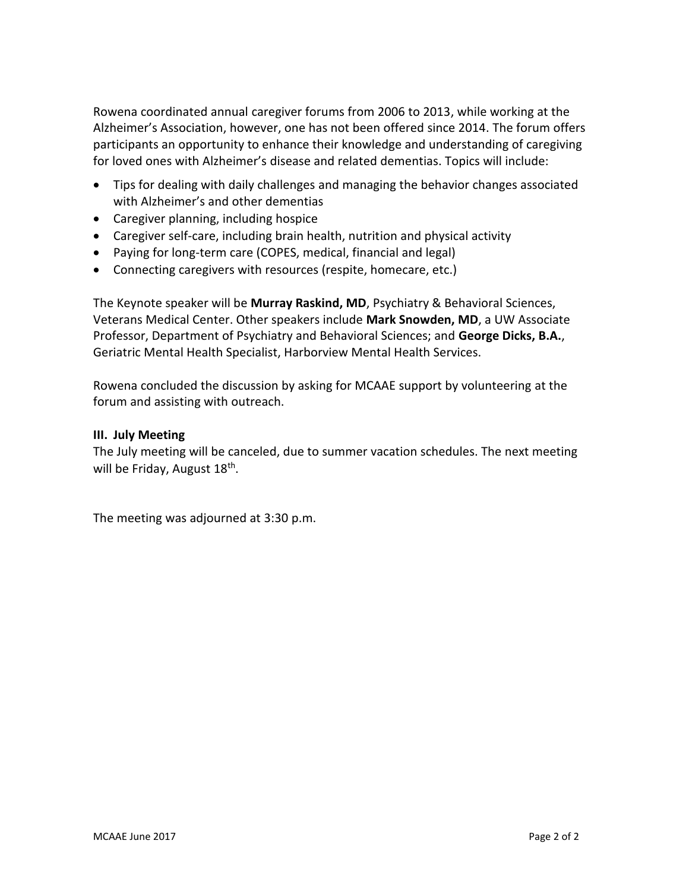Rowena coordinated annual caregiver forums from 2006 to 2013, while working at the Alzheimer's Association, however, one has not been offered since 2014. The forum offers participants an opportunity to enhance their knowledge and understanding of caregiving for loved ones with Alzheimer's disease and related dementias. Topics will include:

- Tips for dealing with daily challenges and managing the behavior changes associated with Alzheimer's and other dementias
- Caregiver planning, including hospice
- Caregiver self-care, including brain health, nutrition and physical activity
- Paying for long-term care (COPES, medical, financial and legal)
- Connecting caregivers with resources (respite, homecare, etc.)

The Keynote speaker will be **Murray Raskind, MD**, Psychiatry & Behavioral Sciences, Veterans Medical Center. Other speakers include **Mark Snowden, MD**, a UW Associate Professor, Department of Psychiatry and Behavioral Sciences; and **George Dicks, B.A.**, Geriatric Mental Health Specialist, Harborview Mental Health Services.

Rowena concluded the discussion by asking for MCAAE support by volunteering at the forum and assisting with outreach.

**III. July Meeting**

The July meeting will be canceled, due to summer vacation schedules. The next meeting will be Friday, August 18th.

The meeting was adjourned at 3:30 p.m.